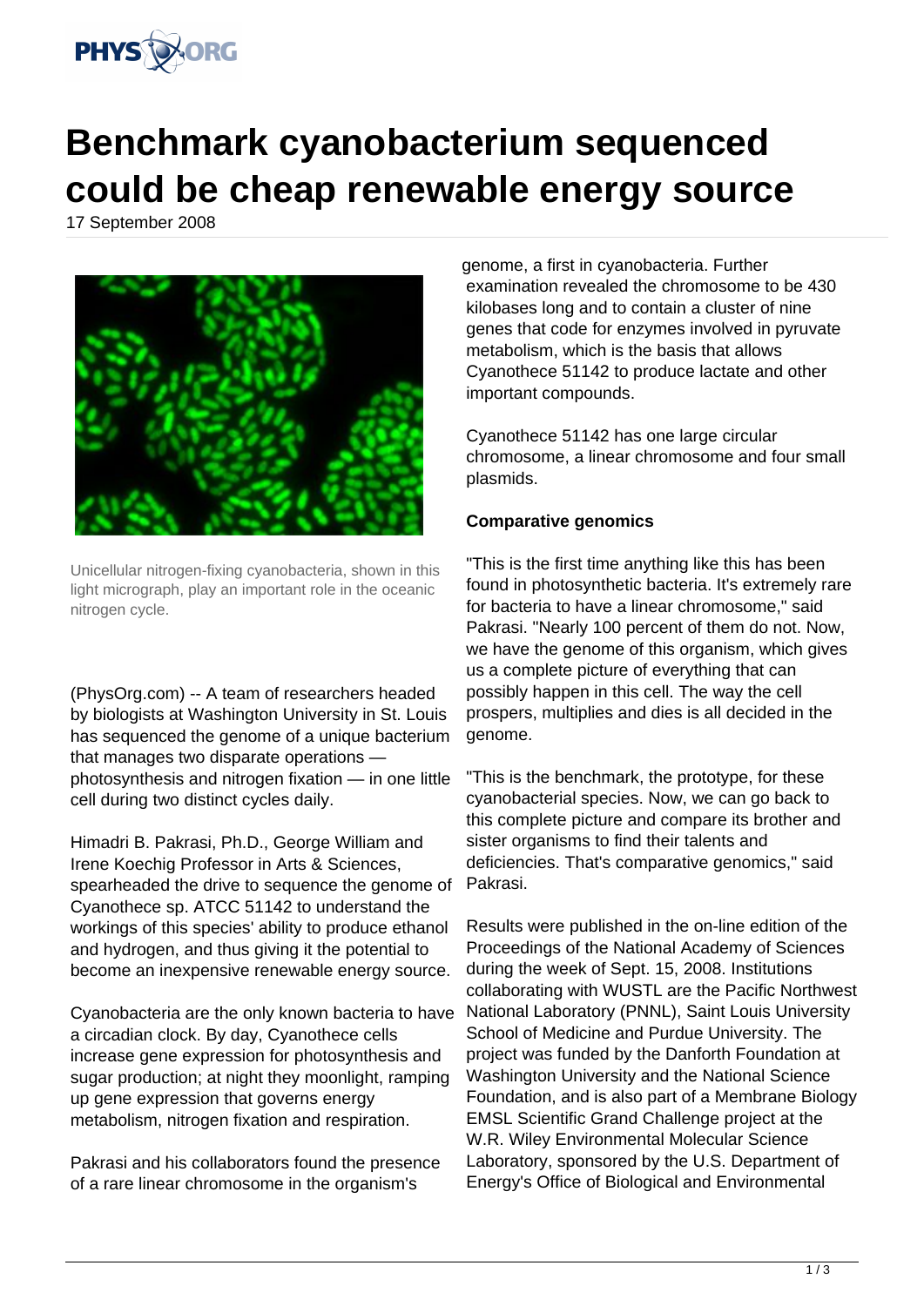# Benchmark cyanobacterium sequenced could be cheap renewable energy source

17 September 2008

Unicellular nitrogen-fixing cyanobacteria, shown in this light micrograph, play an important role in the oceanic nitrogen cycle.

(PhysOrg.com) -- A team of researchers headed by biologists at Washington University in St. Louis has sequenced the genome of a unique bacterium that manages two disparate operations — photosynthesis and nitrogen fixation — in one little cell during two distinct cycles daily.

Himadri B. Pakrasi, Ph.D., George William and Irene Koechig Professor in Arts & Sciences, spearheaded the drive to sequence the genome of Cyanothece sp. ATCC 51142 to understand the workings of this species' ability to produce ethanol and hydrogen, and thus giving it the potential to become an inexpensive renewable energy source.

Cyanobacteria are the only known bacteria to have a circadian clock. By day, Cyanothece cells increase gene expression for photosynthesis and sugar production; at night they moonlight, ramping up gene expression that governs energy metabolism, nitrogen fixation and respiration.

Pakrasi and his collaborators found the presence of a rare linear chromosome in the organism's genome, a first in cyanobacteria. Further examination revealed the chromosome to be 430 kilobases long and to contain a cluster of nine genes that code for enzymes involved in pyruvate metabolism, which is the basis that allows Cyanothece 51142 to produce lactate and other important compounds.

Cyanothece 51142 has one large circular chromosome, a linear chromosome and four small plasmids.

**Comparative genomics**

"This is the first time anything like this has been found in photosynthetic bacteria. It's extremely rare for bacteria to have a linear chromosome," said Pakrasi. "Nearly 100 percent of them do not. Now, we have the genome of this organism, which gives us a complete picture of everything that can possibly happen in this cell. The way the cell prospers, multiplies and dies is all decided in the genome.

"This is the benchmark, the prototype, for these cyanobacterial species. Now, we can go back to this complete picture and compare its brother and sister organisms to find their talents and deficiencies. That's comparative genomics," said Pakrasi.

Results were published in the on-line edition of the Proceedings of the National Academy of Sciences during the week of Sept. 15, 2008. Institutions collaborating with WUSTL are the Pacific Northwest National Laboratory (PNNL), Saint Louis University School of Medicine and Purdue University. The project was funded by the Danforth Foundation at Washington University and the National Science Foundation, and is also part of a Membrane Biology EMSL Scientific Grand Challenge project at the W.R. Wiley Environmental Molecular Science Laboratory, sponsored by the U.S. Department of Energy's Office of Biological and Environmental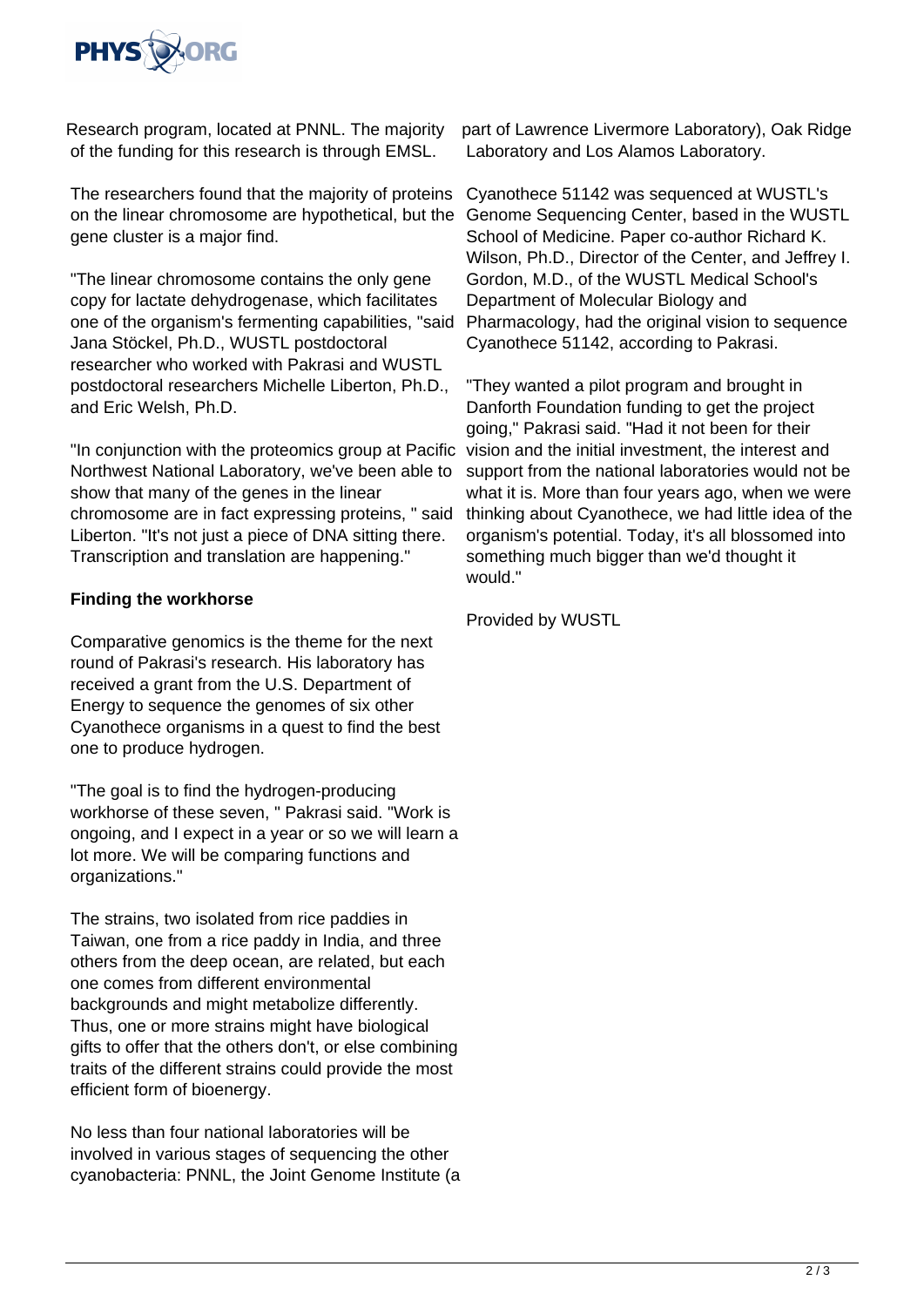Research program, located at PNNL. The majority of the funding for this research is through EMSL.

The researchers found that the majority of proteins on the linear chromosome are hypothetical, but the gene cluster is a major find.

"The linear chromosome contains the only gene copy for lactate dehydrogenase, which facilitates one of the organism's fermenting capabilities, "said Jana Stöckel, Ph.D., WUSTL postdoctoral researcher who worked with Pakrasi and WUSTL postdoctoral researchers Michelle Liberton, Ph.D., and Eric Welsh, Ph.D.

"In conjunction with the proteomics group at Pacific Northwest National Laboratory, we've been able to show that many of the genes in the linear chromosome are in fact expressing proteins, " said Liberton. "It's not just a piece of DNA sitting there. Transcription and translation are happening."

**Finding the workhorse**

Comparative genomics is the theme for the next round of Pakrasi's research. His laboratory has received a grant from the U.S. Department of Energy to sequence the genomes of six other Cyanothece organisms in a quest to find the best one to produce hydrogen.

"The goal is to find the hydrogen-producing workhorse of these seven, " Pakrasi said. "Work is ongoing, and I expect in a year or so we will learn a lot more. We will be comparing functions and organizations."

The strains, two isolated from rice paddies in Taiwan, one from a rice paddy in India, and three others from the deep ocean, are related, but each one comes from different environmental backgrounds and might metabolize differently. Thus, one or more strains might have biological gifts to offer that the others don't, or else combining traits of the different strains could provide the most efficient form of bioenergy.

No less than four national laboratories will be involved in various stages of sequencing the other cyanobacteria: PNNL, the Joint Genome Institute (a part of Lawrence Livermore Laboratory), Oak Ridge Laboratory and Los Alamos Laboratory.

Cyanothece 51142 was sequenced at WUSTL's Genome Sequencing Center, based in the WUSTL School of Medicine. Paper co-author Richard K. Wilson, Ph.D., Director of the Center, and Jeffrey I. Gordon, M.D., of the WUSTL Medical School's Department of Molecular Biology and Pharmacology, had the original vision to sequence Cyanothece 51142, according to Pakrasi.

"They wanted a pilot program and brought in Danforth Foundation funding to get the project going," Pakrasi said. "Had it not been for their vision and the initial investment, the interest and support from the national laboratories would not be what it is. More than four years ago, when we were thinking about Cyanothece, we had little idea of the organism's potential. Today, it's all blossomed into something much bigger than we'd thought it would."

Provided by WUSTL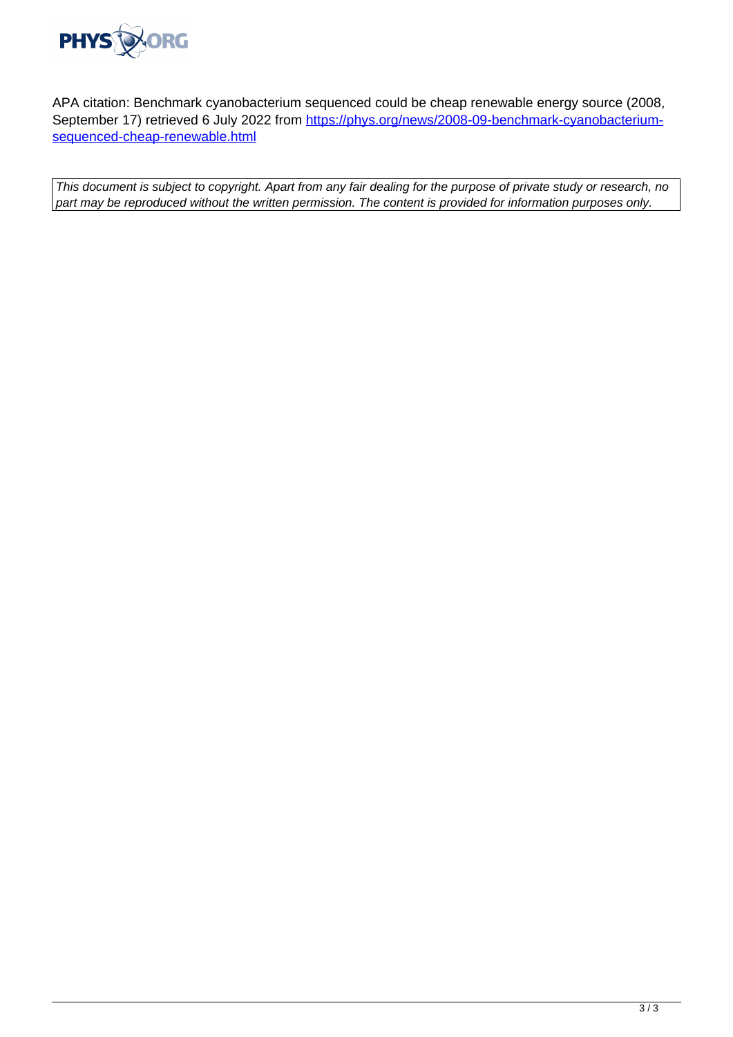APA citation: Benchmark cyanobacterium sequenced could be cheap renewable energy source (2008, September 17) retrieved 6 July 2022 from https://phys.org/news/2008-09-benchmark-cyanobacterium-sequenced-cheap-renewable.html

*This document is subject to copyright. Apart from any fair dealing for the purpose of private study or research, no part may be reproduced without the written permission. The content is provided for information purposes only.*